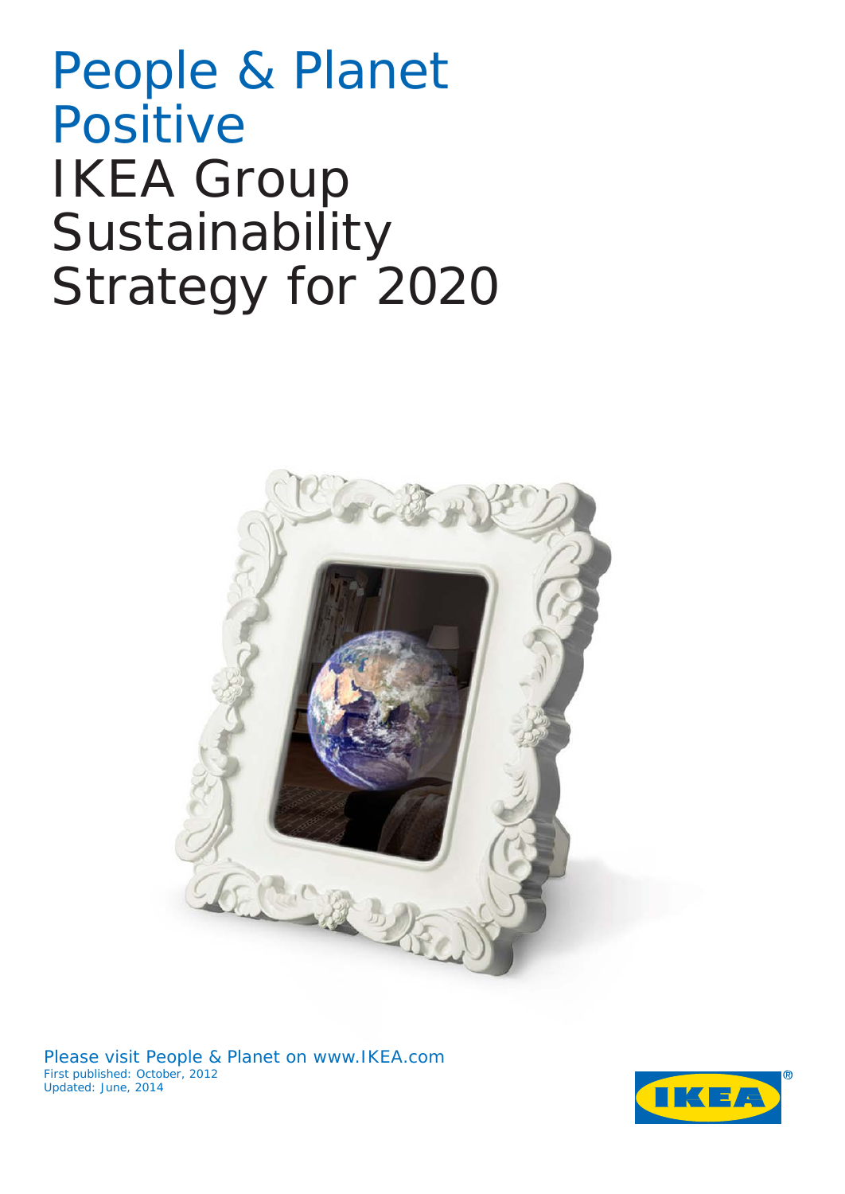# People & Planet Positive

# IKEA Group Sustainability Strategy for 2020

Please visit People & Planet on www.IKEA.com

First published: October, 2012

Updated: June, 2014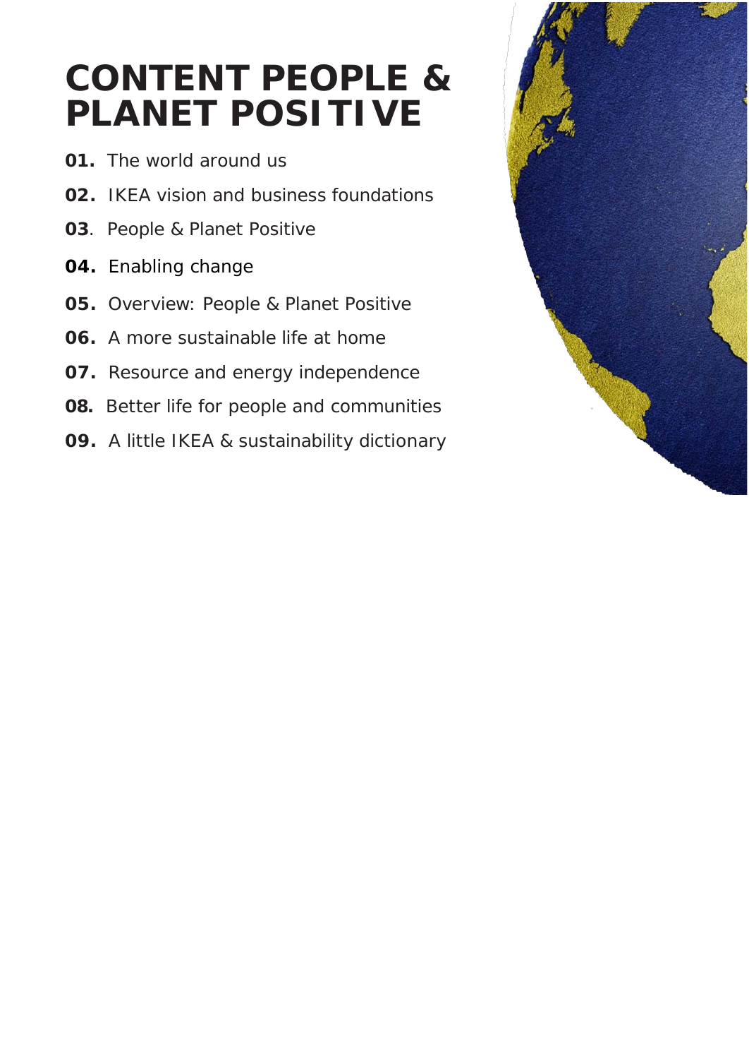# CONTENT PEOPLE & PLANET POSITIVE

**01.** The world around us

**02.** IKEA vision and business foundations

**03**. People & Planet Positive

**04.** Enabling change

**05.** Overview: People & Planet Positive

**06.** A more sustainable life at home

**07.** Resource and energy independence

**08.** Better life for people and communities

**09.** A little IKEA & sustainability dictionary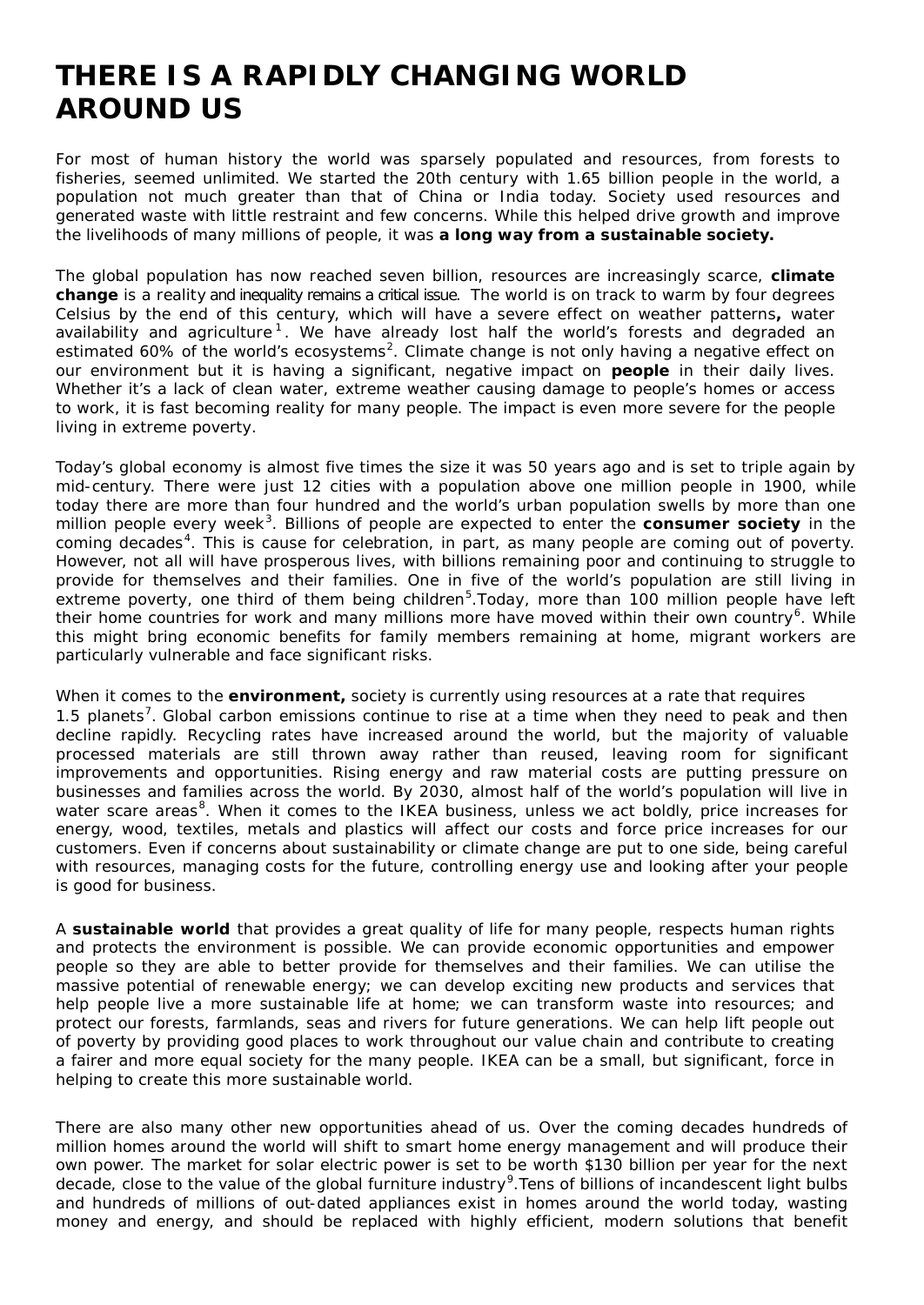# THERE IS A RAPIDLY CHANGING WORLD AROUND US

For most of human history the world was sparsely populated and resources, from forests to fisheries, seemed unlimited. We started the 20th century with 1.65 billion people in the world, a population not much greater than that of China or India today. Society used resources and generated waste with little restraint and few concerns. While this helped drive growth and improve the livelihoods of many millions of people, it was **a long way from a sustainable society.**

The global population has now reached seven billion, resources are increasingly scarce, **climate change** is a reality and inequality remains a critical issue. The world is on track to warm by four degrees Celsius by the end of this century, which will have a severe effect on weather patterns**,** water availability and agriculture[1]. We have already lost half the world's forests and degraded an estimated 60% of the world's ecosystems[2]. Climate change is not only having a negative effect on our environment but it is having a significant, negative impact on **people** in their daily lives. Whether it's a lack of clean water, extreme weather causing damage to people's homes or access to work, it is fast becoming reality for many people. The impact is even more severe for the people living in extreme poverty.

Today's global economy is almost five times the size it was 50 years ago and is set to triple again by mid-century. There were just 12 cities with a population above one million people in 1900, while today there are more than four hundred and the world's urban population swells by more than one million people every week[3]. Billions of people are expected to enter the **consumer society** in the coming decades[4]. This is cause for celebration, in part, as many people are coming out of poverty. However, not all will have prosperous lives, with billions remaining poor and continuing to struggle to provide for themselves and their families. One in five of the world's population are still living in extreme poverty, one third of them being children[5].Today, more than 100 million people have left their home countries for work and many millions more have moved within their own country[6]. While this might bring economic benefits for family members remaining at home, migrant workers are particularly vulnerable and face significant risks.

When it comes to the **environment,** society is currently using resources at a rate that requires 1.5 planets[7]. Global carbon emissions continue to rise at a time when they need to peak and then decline rapidly. Recycling rates have increased around the world, but the majority of valuable processed materials are still thrown away rather than reused, leaving room for significant improvements and opportunities. Rising energy and raw material costs are putting pressure on businesses and families across the world. By 2030, almost half of the world's population will live in water scare areas[8]. When it comes to the IKEA business, unless we act boldly, price increases for energy, wood, textiles, metals and plastics will affect our costs and force price increases for our customers. Even if concerns about sustainability or climate change are put to one side, being careful with resources, managing costs for the future, controlling energy use and looking after your people is good for business.

A **sustainable world** that provides a great quality of life for many people, respects human rights and protects the environment is possible. We can provide economic opportunities and empower people so they are able to better provide for themselves and their families. We can utilise the massive potential of renewable energy; we can develop exciting new products and services that help people live a more sustainable life at home; we can transform waste into resources; and protect our forests, farmlands, seas and rivers for future generations. We can help lift people out of poverty by providing good places to work throughout our value chain and contribute to creating a fairer and more equal society for the many people. IKEA can be a small, but significant, force in helping to create this more sustainable world.

There are also many other new opportunities ahead of us. Over the coming decades hundreds of million homes around the world will shift to smart home energy management and will produce their own power. The market for solar electric power is set to be worth $130 billion per year for the next decade, close to the value of the global furniture industry[9].Tens of billions of incandescent light bulbs and hundreds of millions of out-dated appliances exist in homes around the world today, wasting money and energy, and should be replaced with highly efficient, modern solutions that benefit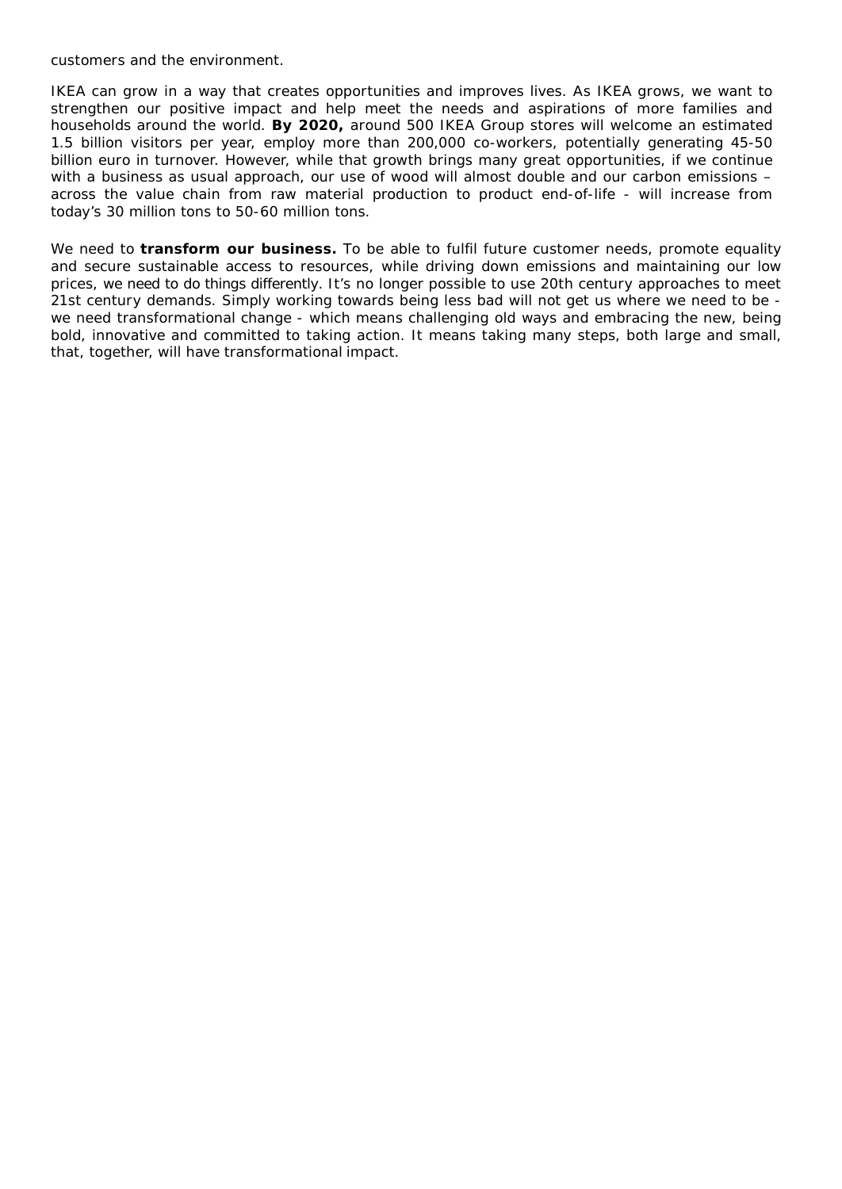customers and the environment.

IKEA can grow in a way that creates opportunities and improves lives. As IKEA grows, we want to strengthen our positive impact and help meet the needs and aspirations of more families and households around the world. **By 2020,** around 500 IKEA Group stores will welcome an estimated 1.5 billion visitors per year, employ more than 200,000 co-workers, potentially generating 45-50 billion euro in turnover. However, while that growth brings many great opportunities, if we continue with a business as usual approach, our use of wood will almost double and our carbon emissions – across the value chain from raw material production to product end-of-life - will increase from today's 30 million tons to 50-60 million tons.

We need to **transform our business.** To be able to fulfil future customer needs, promote equality and secure sustainable access to resources, while driving down emissions and maintaining our low prices, we need to do things differently. It's no longer possible to use 20th century approaches to meet 21st century demands. Simply working towards being less bad will not get us where we need to be - we need transformational change - which means challenging old ways and embracing the new, being bold, innovative and committed to taking action. It means taking many steps, both large and small, that, together, will have transformational impact.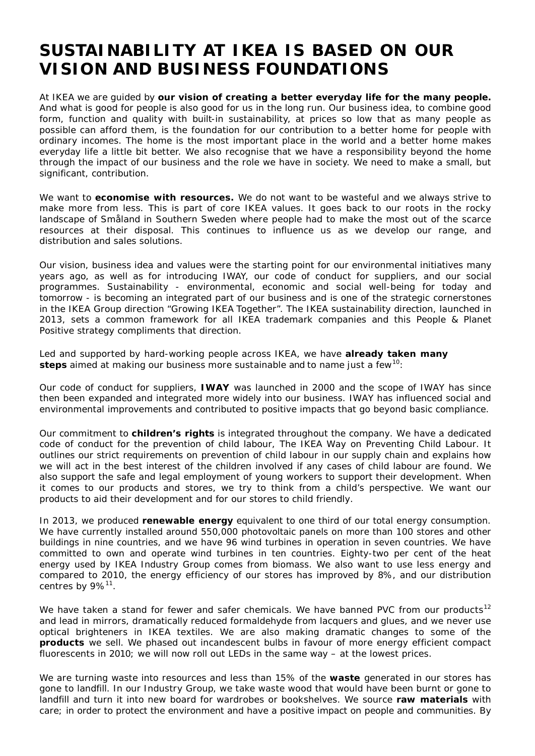# SUSTAINABILITY AT IKEA IS BASED ON OUR VISION AND BUSINESS FOUNDATIONS

At IKEA we are guided by **our vision of creating a better everyday life for the many people.** And what is good for people is also good for us in the long run. Our business idea, to combine good form, function and quality with built-in sustainability, at prices so low that as many people as possible can afford them, is the foundation for our contribution to a better home for people with ordinary incomes. The home is the most important place in the world and a better home makes everyday life a little bit better. We also recognise that we have a responsibility beyond the home through the impact of our business and the role we have in society. We need to make a small, but significant, contribution.

We want to **economise with resources.** We do not want to be wasteful and we always strive to make more from less. This is part of core IKEA values. It goes back to our roots in the rocky landscape of Småland in Southern Sweden where people had to make the most out of the scarce resources at their disposal. This continues to influence us as we develop our range, and distribution and sales solutions.

Our vision, business idea and values were the starting point for our environmental initiatives many years ago, as well as for introducing IWAY, our code of conduct for suppliers, and our social programmes. Sustainability - environmental, economic and social well-being for today and tomorrow - is becoming an integrated part of our business and is one of the strategic cornerstones in the IKEA Group direction "Growing IKEA Together". The IKEA sustainability direction, launched in 2013, sets a common framework for all IKEA trademark companies and this People & Planet Positive strategy compliments that direction.

Led and supported by hard-working people across IKEA, we have **already taken many steps** aimed at making our business more sustainable and to name just a few[10]:

Our code of conduct for suppliers, **IWAY** was launched in 2000 and the scope of IWAY has since then been expanded and integrated more widely into our business. IWAY has influenced social and environmental improvements and contributed to positive impacts that go beyond basic compliance.

Our commitment to **children's rights** is integrated throughout the company. We have a dedicated code of conduct for the prevention of child labour, The IKEA Way on Preventing Child Labour. It outlines our strict requirements on prevention of child labour in our supply chain and explains how we will act in the best interest of the children involved if any cases of child labour are found. We also support the safe and legal employment of young workers to support their development. When it comes to our products and stores, we try to think from a child's perspective. We want our products to aid their development and for our stores to child friendly.

In 2013, we produced **renewable energy** equivalent to one third of our total energy consumption. We have currently installed around 550,000 photovoltaic panels on more than 100 stores and other buildings in nine countries, and we have 96 wind turbines in operation in seven countries. We have committed to own and operate wind turbines in ten countries. Eighty-two per cent of the heat energy used by IKEA Industry Group comes from biomass. We also want to use less energy and compared to 2010, the energy efficiency of our stores has improved by 8%, and our distribution centres by 9%[11].

We have taken a stand for fewer and safer chemicals. We have banned PVC from our products[12] and lead in mirrors, dramatically reduced formaldehyde from lacquers and glues, and we never use optical brighteners in IKEA textiles. We are also making dramatic changes to some of the **products** we sell. We phased out incandescent bulbs in favour of more energy efficient compact fluorescents in 2010; we will now roll out LEDs in the same way – at the lowest prices.

We are turning waste into resources and less than 15% of the **waste** generated in our stores has gone to landfill. In our Industry Group, we take waste wood that would have been burnt or gone to landfill and turn it into new board for wardrobes or bookshelves. We source **raw materials** with care; in order to protect the environment and have a positive impact on people and communities. By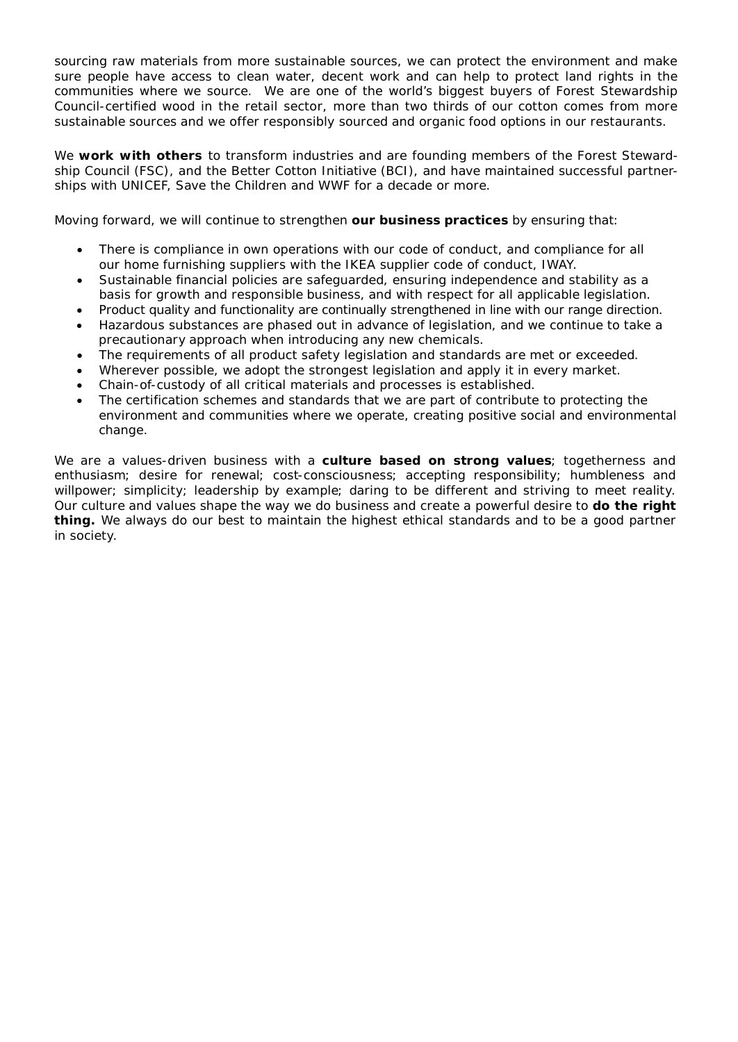sourcing raw materials from more sustainable sources, we can protect the environment and make sure people have access to clean water, decent work and can help to protect land rights in the communities where we source. We are one of the world's biggest buyers of Forest Stewardship Council-certified wood in the retail sector, more than two thirds of our cotton comes from more sustainable sources and we offer responsibly sourced and organic food options in our restaurants.

We **work with others** to transform industries and are founding members of the Forest Stewardship Council (FSC), and the Better Cotton Initiative (BCI), and have maintained successful partnerships with UNICEF, Save the Children and WWF for a decade or more.

Moving forward, we will continue to strengthen **our business practices** by ensuring that:

- There is compliance in own operations with our code of conduct, and compliance for all our home furnishing suppliers with the IKEA supplier code of conduct, IWAY.
- Sustainable financial policies are safeguarded, ensuring independence and stability as a basis for growth and responsible business, and with respect for all applicable legislation.
- Product quality and functionality are continually strengthened in line with our range direction.
- Hazardous substances are phased out in advance of legislation, and we continue to take a precautionary approach when introducing any new chemicals.
- The requirements of all product safety legislation and standards are met or exceeded.
- Wherever possible, we adopt the strongest legislation and apply it in every market.
- Chain-of-custody of all critical materials and processes is established.
- The certification schemes and standards that we are part of contribute to protecting the environment and communities where we operate, creating positive social and environmental change.

We are a values-driven business with a **culture based on strong values**; togetherness and enthusiasm; desire for renewal; cost-consciousness; accepting responsibility; humbleness and willpower; simplicity; leadership by example; daring to be different and striving to meet reality. Our culture and values shape the way we do business and create a powerful desire to **do the right thing.** We always do our best to maintain the highest ethical standards and to be a good partner in society.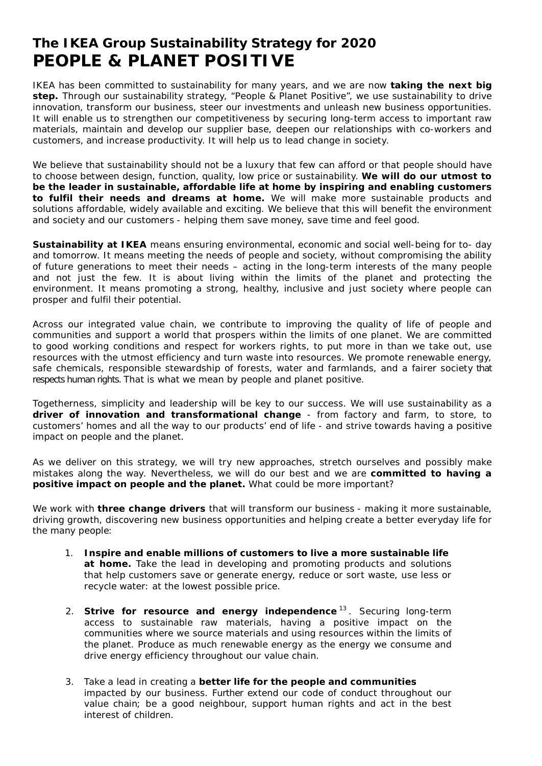# The IKEA Group Sustainability Strategy for 2020
# PEOPLE & PLANET POSITIVE

IKEA has been committed to sustainability for many years, and we are now **taking the next big step.** Through our sustainability strategy, "People & Planet Positive", we use sustainability to drive innovation, transform our business, steer our investments and unleash new business opportunities. It will enable us to strengthen our competitiveness by securing long-term access to important raw materials, maintain and develop our supplier base, deepen our relationships with co-workers and customers, and increase productivity. It will help us to lead change in society.

We believe that sustainability should not be a luxury that few can afford or that people should have to choose between design, function, quality, low price or sustainability. **We will do our utmost to be the leader in sustainable, affordable life at home by inspiring and enabling customers to fulfil their needs and dreams at home.** We will make more sustainable products and solutions affordable, widely available and exciting. We believe that this will benefit the environment and society and our customers - helping them save money, save time and feel good.

**Sustainability at IKEA** means ensuring environmental, economic and social well-being for to- day and tomorrow. It means meeting the needs of people and society, without compromising the ability of future generations to meet their needs – acting in the long-term interests of the many people and not just the few. It is about living within the limits of the planet and protecting the environment. It means promoting a strong, healthy, inclusive and just society where people can prosper and fulfil their potential.

Across our integrated value chain, we contribute to improving the quality of life of people and communities and support a world that prospers within the limits of one planet. We are committed to good working conditions and respect for workers rights, to put more in than we take out, use resources with the utmost efficiency and turn waste into resources. We promote renewable energy, safe chemicals, responsible stewardship of forests, water and farmlands, and a fairer society that respects human rights. That is what we mean by people and planet positive.

Togetherness, simplicity and leadership will be key to our success. We will use sustainability as a **driver of innovation and transformational change** - from factory and farm, to store, to customers' homes and all the way to our products' end of life - and strive towards having a positive impact on people and the planet.

As we deliver on this strategy, we will try new approaches, stretch ourselves and possibly make mistakes along the way. Nevertheless, we will do our best and we are **committed to having a positive impact on people and the planet.** What could be more important?

We work with **three change drivers** that will transform our business - making it more sustainable, driving growth, discovering new business opportunities and helping create a better everyday life for the many people:

1. **Inspire and enable millions of customers to live a more sustainable life at home.** Take the lead in developing and promoting products and solutions that help customers save or generate energy, reduce or sort waste, use less or recycle water: at the lowest possible price.

2. **Strive for resource and energy independence**[13]. Securing long-term access to sustainable raw materials, having a positive impact on the communities where we source materials and using resources within the limits of the planet. Produce as much renewable energy as the energy we consume and drive energy efficiency throughout our value chain.

3. Take a lead in creating a **better life for the people and communities** impacted by our business. Further extend our code of conduct throughout our value chain; be a good neighbour, support human rights and act in the best interest of children.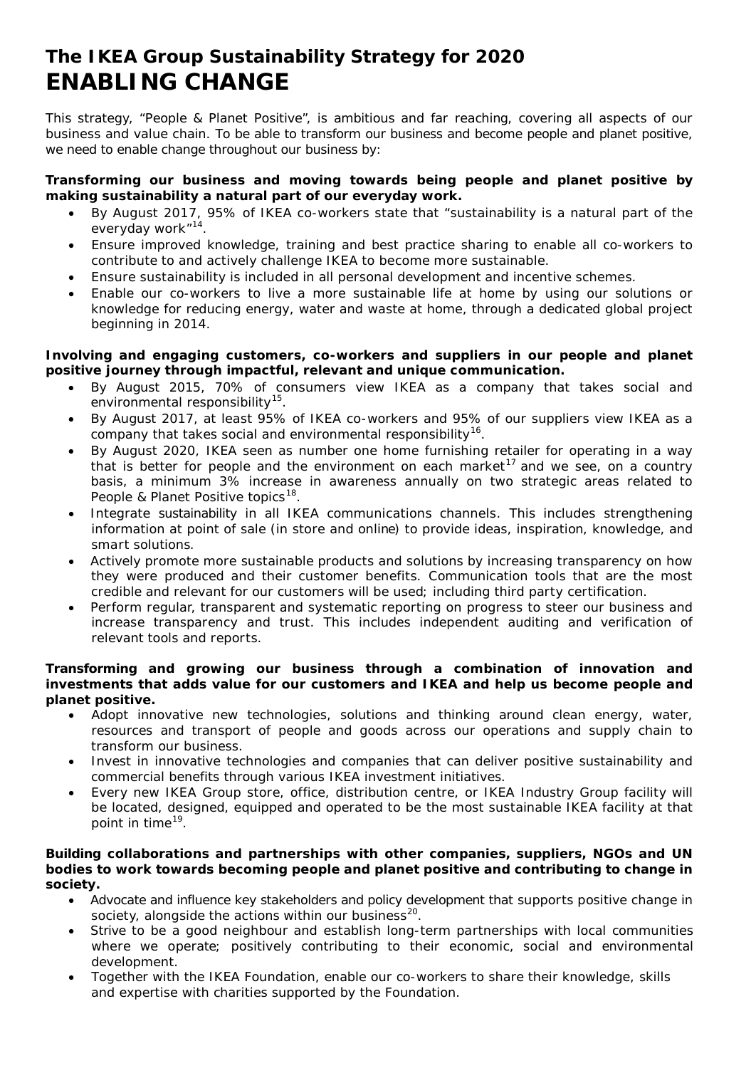# The IKEA Group Sustainability Strategy for 2020

# ENABLING CHANGE

This strategy, "People & Planet Positive", is ambitious and far reaching, covering all aspects of our business and value chain. To be able to transform our business and become people and planet positive, we need to enable change throughout our business by:

**Transforming our business and moving towards being people and planet positive by making sustainability a natural part of our everyday work.**

- By August 2017, 95% of IKEA co-workers state that "sustainability is a natural part of the everyday work"[14].
- Ensure improved knowledge, training and best practice sharing to enable all co-workers to contribute to and actively challenge IKEA to become more sustainable.
- Ensure sustainability is included in all personal development and incentive schemes.
- Enable our co-workers to live a more sustainable life at home by using our solutions or knowledge for reducing energy, water and waste at home, through a dedicated global project beginning in 2014.

**Involving and engaging customers, co-workers and suppliers in our people and planet positive journey through impactful, relevant and unique communication.**

- By August 2015, 70% of consumers view IKEA as a company that takes social and environmental responsibility[15].
- By August 2017, at least 95% of IKEA co-workers and 95% of our suppliers view IKEA as a company that takes social and environmental responsibility[16].
- By August 2020, IKEA seen as number one home furnishing retailer for operating in a way that is better for people and the environment on each market[17] and we see, on a country basis, a minimum 3% increase in awareness annually on two strategic areas related to People & Planet Positive topics[18].
- Integrate sustainability in all IKEA communications channels. This includes strengthening information at point of sale (in store and online) to provide ideas, inspiration, knowledge, and smart solutions.
- Actively promote more sustainable products and solutions by increasing transparency on how they were produced and their customer benefits. Communication tools that are the most credible and relevant for our customers will be used; including third party certification.
- Perform regular, transparent and systematic reporting on progress to steer our business and increase transparency and trust. This includes independent auditing and verification of relevant tools and reports.

**Transforming and growing our business through a combination of innovation and investments that adds value for our customers and IKEA and help us become people and planet positive.**

- Adopt innovative new technologies, solutions and thinking around clean energy, water, resources and transport of people and goods across our operations and supply chain to transform our business.
- Invest in innovative technologies and companies that can deliver positive sustainability and commercial benefits through various IKEA investment initiatives.
- Every new IKEA Group store, office, distribution centre, or IKEA Industry Group facility will be located, designed, equipped and operated to be the most sustainable IKEA facility at that point in time[19].

**Building collaborations and partnerships with other companies, suppliers, NGOs and UN bodies to work towards becoming people and planet positive and contributing to change in society.**

- Advocate and influence key stakeholders and policy development that supports positive change in society, alongside the actions within our business[20].
- Strive to be a good neighbour and establish long-term partnerships with local communities where we operate; positively contributing to their economic, social and environmental development.
- Together with the IKEA Foundation, enable our co-workers to share their knowledge, skills and expertise with charities supported by the Foundation.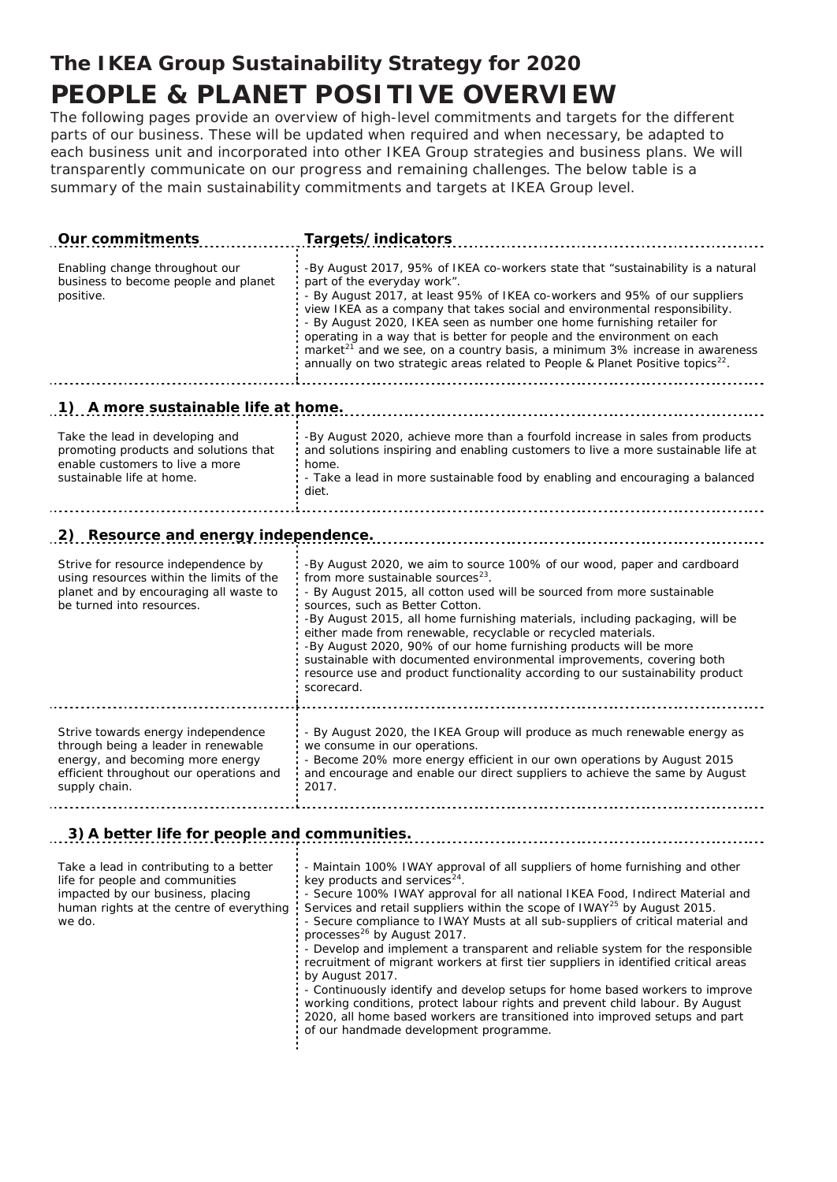# The IKEA Group Sustainability Strategy for 2020

# PEOPLE & PLANET POSITIVE OVERVIEW

The following pages provide an overview of high-level commitments and targets for the different parts of our business. These will be updated when required and when necessary, be adapted to each business unit and incorporated into other IKEA Group strategies and business plans. We will transparently communicate on our progress and remaining challenges. The below table is a summary of the main sustainability commitments and targets at IKEA Group level.

| Our commitments | Targets/indicators |
|---|---|
| Enabling change throughout our business to become people and planet positive. | -By August 2017, 95% of IKEA co-workers state that "sustainability is a natural part of the everyday work".<br>- By August 2017, at least 95% of IKEA co-workers and 95% of our suppliers view IKEA as a company that takes social and environmental responsibility.<br>- By August 2020, IKEA seen as number one home furnishing retailer for operating in a way that is better for people and the environment on each market[21] and we see, on a country basis, a minimum 3% increase in awareness annually on two strategic areas related to People & Planet Positive topics[22]. |
| **1) A more sustainable life at home.** | |
| Take the lead in developing and promoting products and solutions that enable customers to live a more sustainable life at home. | -By August 2020, achieve more than a fourfold increase in sales from products and solutions inspiring and enabling customers to live a more sustainable life at home.<br>- Take a lead in more sustainable food by enabling and encouraging a balanced diet. |
| **2) Resource and energy independence.** | |
| Strive for resource independence by using resources within the limits of the planet and by encouraging all waste to be turned into resources. | -By August 2020, we aim to source 100% of our wood, paper and cardboard from more sustainable sources[23].<br>- By August 2015, all cotton used will be sourced from more sustainable sources, such as Better Cotton.<br>-By August 2015, all home furnishing materials, including packaging, will be either made from renewable, recyclable or recycled materials.<br>-By August 2020, 90% of our home furnishing products will be more sustainable with documented environmental improvements, covering both resource use and product functionality according to our sustainability product scorecard. |
| Strive towards energy independence through being a leader in renewable energy, and becoming more energy efficient throughout our operations and supply chain. | - By August 2020, the IKEA Group will produce as much renewable energy as we consume in our operations.<br>- Become 20% more energy efficient in our own operations by August 2015 and encourage and enable our direct suppliers to achieve the same by August 2017. |
| **3) A better life for people and communities.** | |
| Take a lead in contributing to a better life for people and communities impacted by our business, placing human rights at the centre of everything we do. | - Maintain 100% IWAY approval of all suppliers of home furnishing and other key products and services[24].<br>- Secure 100% IWAY approval for all national IKEA Food, Indirect Material and Services and retail suppliers within the scope of IWAY[25] by August 2015.<br>- Secure compliance to IWAY Musts at all sub-suppliers of critical material and processes[26] by August 2017.<br>- Develop and implement a transparent and reliable system for the responsible recruitment of migrant workers at first tier suppliers in identified critical areas by August 2017.<br>- Continuously identify and develop setups for home based workers to improve working conditions, protect labour rights and prevent child labour. By August 2020, all home based workers are transitioned into improved setups and part of our handmade development programme. |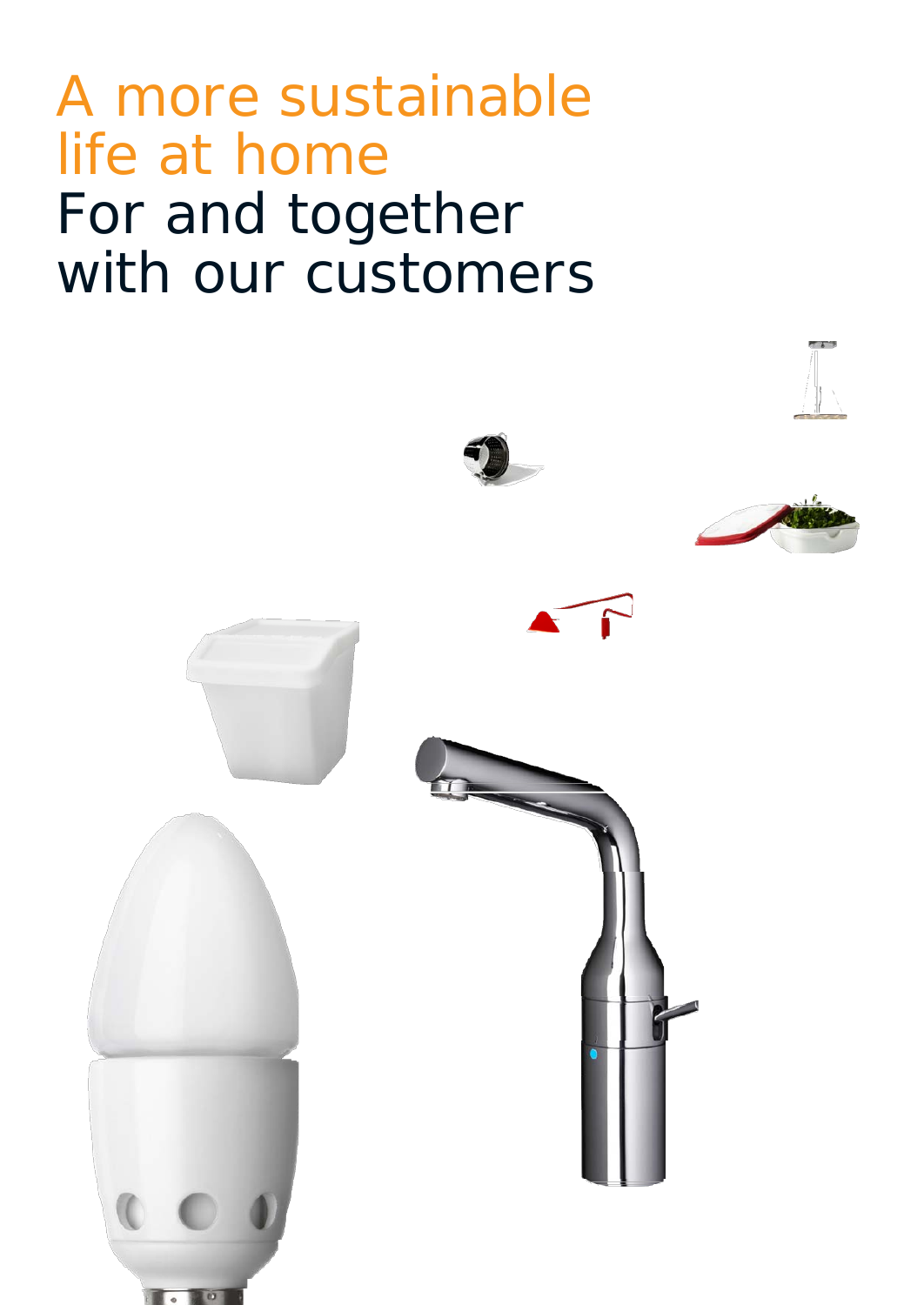# A more sustainable life at home

## For and together with our customers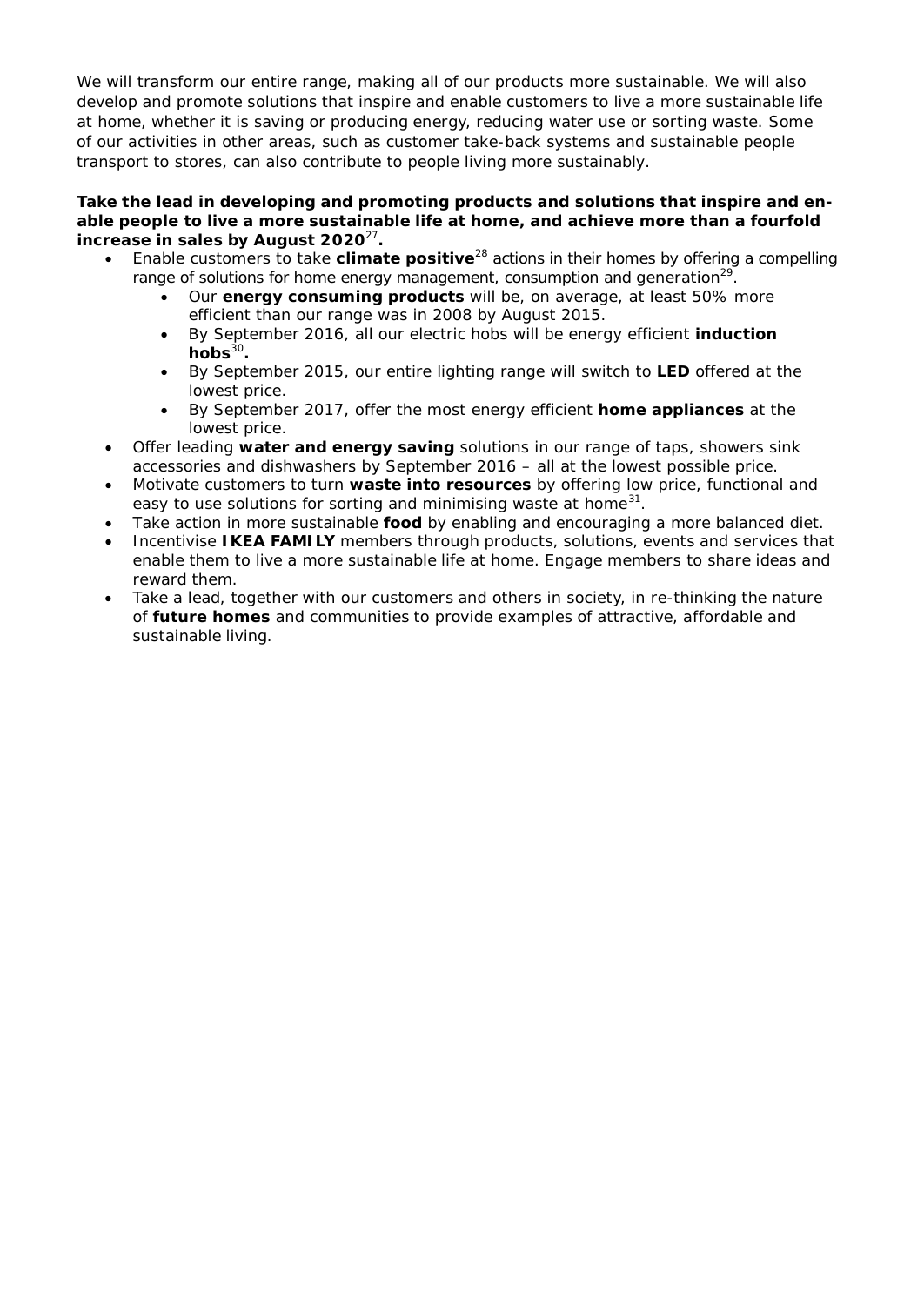We will transform our entire range, making all of our products more sustainable. We will also develop and promote solutions that inspire and enable customers to live a more sustainable life at home, whether it is saving or producing energy, reducing water use or sorting waste. Some of our activities in other areas, such as customer take-back systems and sustainable people transport to stores, can also contribute to people living more sustainably.

**Take the lead in developing and promoting products and solutions that inspire and enable people to live a more sustainable life at home, and achieve more than a fourfold increase in sales by August 2020[27].**

- Enable customers to take **climate positive**[28] actions in their homes by offering a compelling range of solutions for home energy management, consumption and generation[29].
    - Our **energy consuming products** will be, on average, at least 50% more efficient than our range was in 2008 by August 2015.
    - By September 2016, all our electric hobs will be energy efficient **induction hobs**[30]**.**
    - By September 2015, our entire lighting range will switch to **LED** offered at the lowest price.
    - By September 2017, offer the most energy efficient **home appliances** at the lowest price.
- Offer leading **water and energy saving** solutions in our range of taps, showers sink accessories and dishwashers by September 2016 – all at the lowest possible price.
- Motivate customers to turn **waste into resources** by offering low price, functional and easy to use solutions for sorting and minimising waste at home[31].
- Take action in more sustainable **food** by enabling and encouraging a more balanced diet.
- Incentivise **IKEA FAMILY** members through products, solutions, events and services that enable them to live a more sustainable life at home. Engage members to share ideas and reward them.
- Take a lead, together with our customers and others in society, in re-thinking the nature of **future homes** and communities to provide examples of attractive, affordable and sustainable living.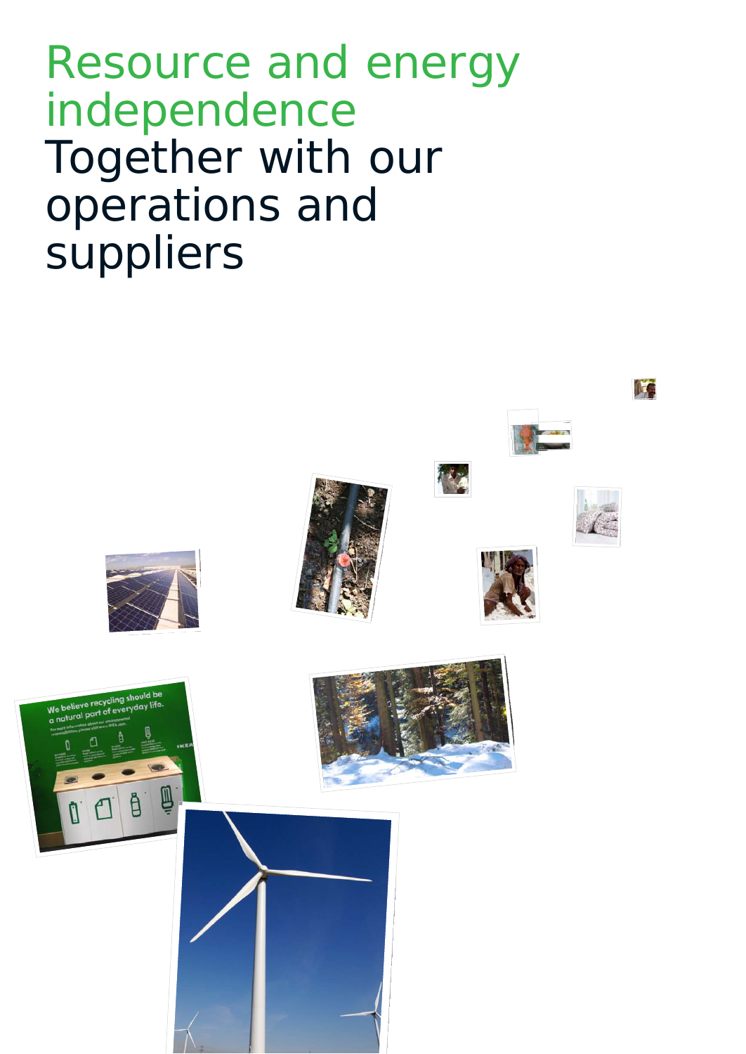# Resource and energy independence

## Together with our operations and suppliers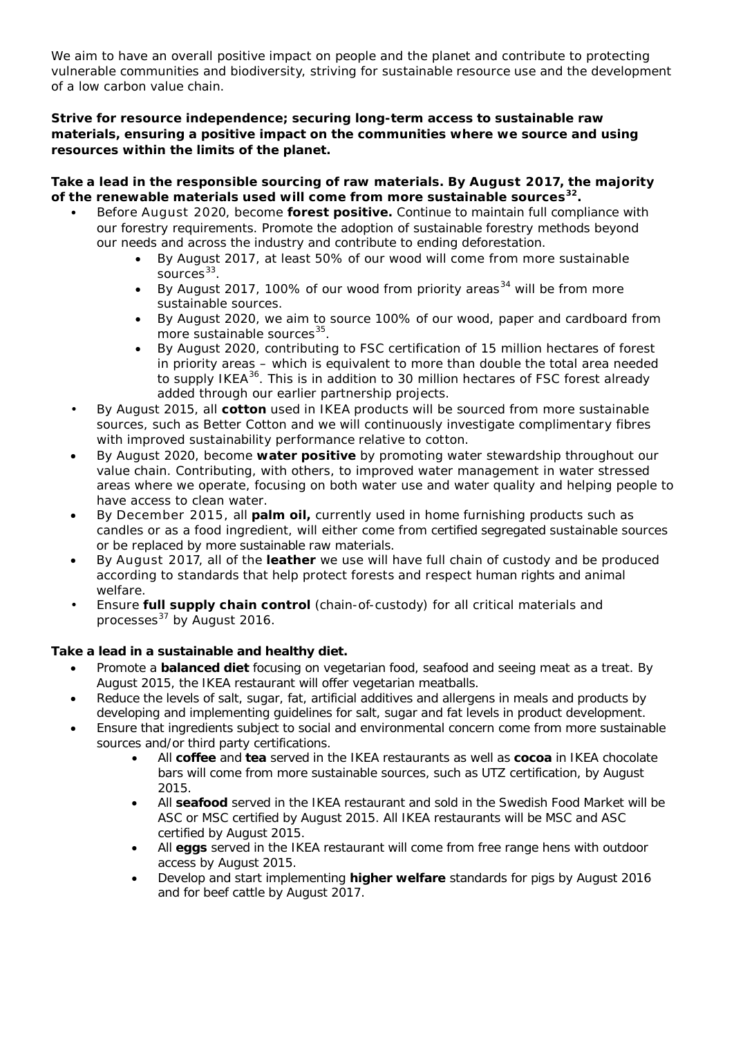We aim to have an overall positive impact on people and the planet and contribute to protecting vulnerable communities and biodiversity, striving for sustainable resource use and the development of a low carbon value chain.

**Strive for resource independence; securing long-term access to sustainable raw materials, ensuring a positive impact on the communities where we source and using resources within the limits of the planet.**

**Take a lead in the responsible sourcing of raw materials. By August 2017, the majority of the renewable materials used will come from more sustainable sources[32].**

- Before August 2020, become **forest positive.** Continue to maintain full compliance with our forestry requirements. Promote the adoption of sustainable forestry methods beyond our needs and across the industry and contribute to ending deforestation.
    - By August 2017, at least 50% of our wood will come from more sustainable sources[33].
    - By August 2017, 100% of our wood from priority areas[34] will be from more sustainable sources.
    - By August 2020, we aim to source 100% of our wood, paper and cardboard from more sustainable sources[35].
    - By August 2020, contributing to FSC certification of 15 million hectares of forest in priority areas – which is equivalent to more than double the total area needed to supply IKEA[36]. This is in addition to 30 million hectares of FSC forest already added through our earlier partnership projects.
- By August 2015, all **cotton** used in IKEA products will be sourced from more sustainable sources, such as Better Cotton and we will continuously investigate complimentary fibres with improved sustainability performance relative to cotton.
- By August 2020, become **water positive** by promoting water stewardship throughout our value chain. Contributing, with others, to improved water management in water stressed areas where we operate, focusing on both water use and water quality and helping people to have access to clean water.
- By December 2015, all **palm oil,** currently used in home furnishing products such as candles or as a food ingredient, will either come from certified segregated sustainable sources or be replaced by more sustainable raw materials.
- By August 2017, all of the **leather** we use will have full chain of custody and be produced according to standards that help protect forests and respect human rights and animal welfare.
- Ensure **full supply chain control** (chain-of-custody) for all critical materials and processes[37] by August 2016.

**Take a lead in a sustainable and healthy diet.**

- Promote a **balanced diet** focusing on vegetarian food, seafood and seeing meat as a treat. By August 2015, the IKEA restaurant will offer vegetarian meatballs.
- Reduce the levels of salt, sugar, fat, artificial additives and allergens in meals and products by developing and implementing guidelines for salt, sugar and fat levels in product development.
- Ensure that ingredients subject to social and environmental concern come from more sustainable sources and/or third party certifications.
    - All **coffee** and **tea** served in the IKEA restaurants as well as **cocoa** in IKEA chocolate bars will come from more sustainable sources, such as UTZ certification, by August 2015.
    - All **seafood** served in the IKEA restaurant and sold in the Swedish Food Market will be ASC or MSC certified by August 2015. All IKEA restaurants will be MSC and ASC certified by August 2015.
    - All **eggs** served in the IKEA restaurant will come from free range hens with outdoor access by August 2015.
    - Develop and start implementing **higher welfare** standards for pigs by August 2016 and for beef cattle by August 2017.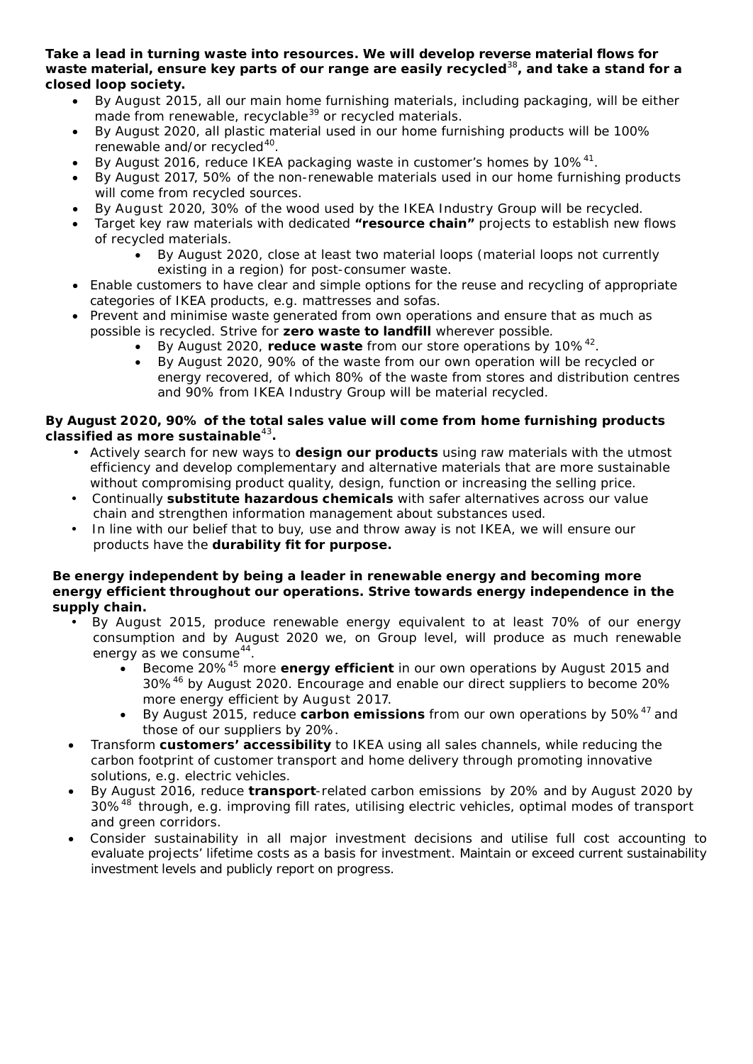**Take a lead in turning waste into resources. We will develop reverse material flows for waste material, ensure key parts of our range are easily recycled[38], and take a stand for a closed loop society.**

- By August 2015, all our main home furnishing materials, including packaging, will be either made from renewable, recyclable[39] or recycled materials.
- By August 2020, all plastic material used in our home furnishing products will be 100% renewable and/or recycled[40].
- By August 2016, reduce IKEA packaging waste in customer's homes by 10%[41].
- By August 2017, 50% of the non-renewable materials used in our home furnishing products will come from recycled sources.
- By August 2020, 30% of the wood used by the IKEA Industry Group will be recycled.
- Target key raw materials with dedicated **"resource chain"** projects to establish new flows of recycled materials.
    - By August 2020, close at least two material loops (material loops not currently existing in a region) for post-consumer waste.
- Enable customers to have clear and simple options for the reuse and recycling of appropriate categories of IKEA products, e.g. mattresses and sofas.
- Prevent and minimise waste generated from own operations and ensure that as much as possible is recycled. Strive for **zero waste to landfill** wherever possible.
    - By August 2020, **reduce waste** from our store operations by 10%[42].
    - By August 2020, 90% of the waste from our own operation will be recycled or energy recovered, of which 80% of the waste from stores and distribution centres and 90% from IKEA Industry Group will be material recycled.

**By August 2020, 90% of the total sales value will come from home furnishing products classified as more sustainable[43].**

- Actively search for new ways to **design our products** using raw materials with the utmost efficiency and develop complementary and alternative materials that are more sustainable without compromising product quality, design, function or increasing the selling price.
- Continually **substitute hazardous chemicals** with safer alternatives across our value chain and strengthen information management about substances used.
- In line with our belief that to buy, use and throw away is not IKEA, we will ensure our products have the **durability fit for purpose.**

**Be energy independent by being a leader in renewable energy and becoming more energy efficient throughout our operations. Strive towards energy independence in the supply chain.**

- By August 2015, produce renewable energy equivalent to at least 70% of our energy consumption and by August 2020 we, on Group level, will produce as much renewable energy as we consume[44].
    - Become 20%[45] more **energy efficient** in our own operations by August 2015 and 30%[46] by August 2020. Encourage and enable our direct suppliers to become 20% more energy efficient by August 2017.
    - By August 2015, reduce **carbon emissions** from our own operations by 50%[47] and those of our suppliers by 20%.
- Transform **customers' accessibility** to IKEA using all sales channels, while reducing the carbon footprint of customer transport and home delivery through promoting innovative solutions, e.g. electric vehicles.
- By August 2016, reduce **transport**-related carbon emissions by 20% and by August 2020 by 30%[48] through, e.g. improving fill rates, utilising electric vehicles, optimal modes of transport and green corridors.
- Consider sustainability in all major investment decisions and utilise full cost accounting to evaluate projects' lifetime costs as a basis for investment. Maintain or exceed current sustainability investment levels and publicly report on progress.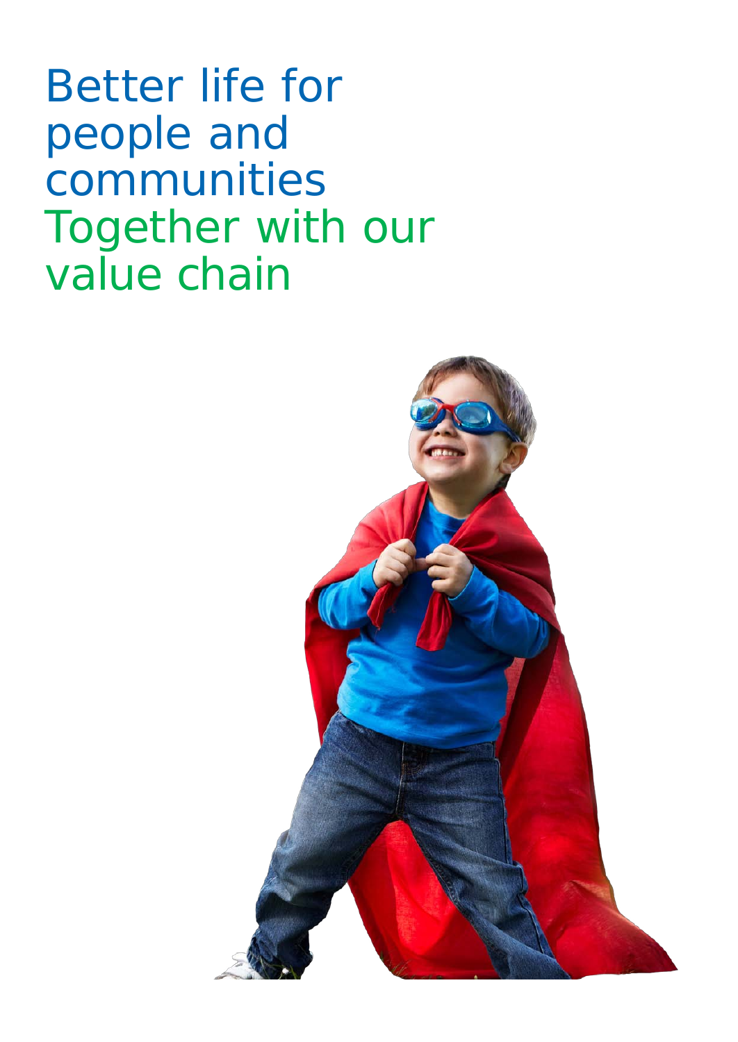# Better life for people and communities

## Together with our value chain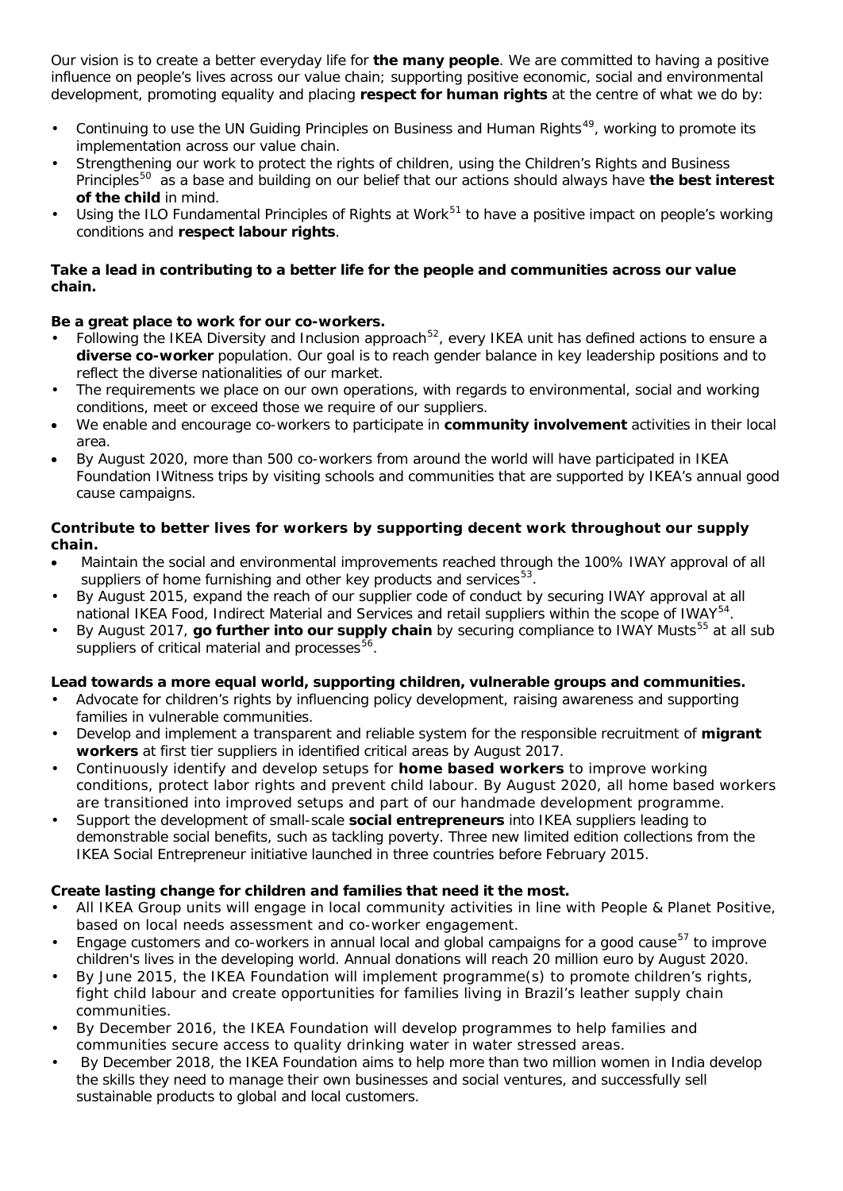Our vision is to create a better everyday life for **the many people**. We are committed to having a positive influence on people's lives across our value chain; supporting positive economic, social and environmental development, promoting equality and placing **respect for human rights** at the centre of what we do by:

- Continuing to use the UN Guiding Principles on Business and Human Rights[49], working to promote its implementation across our value chain.
- Strengthening our work to protect the rights of children, using the Children's Rights and Business Principles[50] as a base and building on our belief that our actions should always have **the best interest of the child** in mind.
- Using the ILO Fundamental Principles of Rights at Work[51] to have a positive impact on people's working conditions and **respect labour rights**.

**Take a lead in contributing to a better life for the people and communities across our value chain.**

**Be a great place to work for our co-workers.**

- Following the IKEA Diversity and Inclusion approach[52], every IKEA unit has defined actions to ensure a **diverse co-worker** population. Our goal is to reach gender balance in key leadership positions and to reflect the diverse nationalities of our market.
- The requirements we place on our own operations, with regards to environmental, social and working conditions, meet or exceed those we require of our suppliers.
- We enable and encourage co-workers to participate in **community involvement** activities in their local area.
- By August 2020, more than 500 co-workers from around the world will have participated in IKEA Foundation IWitness trips by visiting schools and communities that are supported by IKEA's annual good cause campaigns.

**Contribute to better lives for workers by supporting decent work throughout our supply chain.**

- Maintain the social and environmental improvements reached through the 100% IWAY approval of all suppliers of home furnishing and other key products and services[53].
- By August 2015, expand the reach of our supplier code of conduct by securing IWAY approval at all national IKEA Food, Indirect Material and Services and retail suppliers within the scope of IWAY[54].
- By August 2017, **go further into our supply chain** by securing compliance to IWAY Musts[55] at all sub suppliers of critical material and processes[56].

**Lead towards a more equal world, supporting children, vulnerable groups and communities.**

- Advocate for children's rights by influencing policy development, raising awareness and supporting families in vulnerable communities.
- Develop and implement a transparent and reliable system for the responsible recruitment of **migrant workers** at first tier suppliers in identified critical areas by August 2017.
- Continuously identify and develop setups for **home based workers** to improve working conditions, protect labor rights and prevent child labour. By August 2020, all home based workers are transitioned into improved setups and part of our handmade development programme.
- Support the development of small-scale **social entrepreneurs** into IKEA suppliers leading to demonstrable social benefits, such as tackling poverty. Three new limited edition collections from the IKEA Social Entrepreneur initiative launched in three countries before February 2015.

**Create lasting change for children and families that need it the most.**

- All IKEA Group units will engage in local community activities in line with People & Planet Positive, based on local needs assessment and co-worker engagement.
- Engage customers and co-workers in annual local and global campaigns for a good cause[57] to improve children's lives in the developing world. Annual donations will reach 20 million euro by August 2020.
- By June 2015, the IKEA Foundation will implement programme(s) to promote children's rights, fight child labour and create opportunities for families living in Brazil's leather supply chain communities.
- By December 2016, the IKEA Foundation will develop programmes to help families and communities secure access to quality drinking water in water stressed areas.
- By December 2018, the IKEA Foundation aims to help more than two million women in India develop the skills they need to manage their own businesses and social ventures, and successfully sell sustainable products to global and local customers.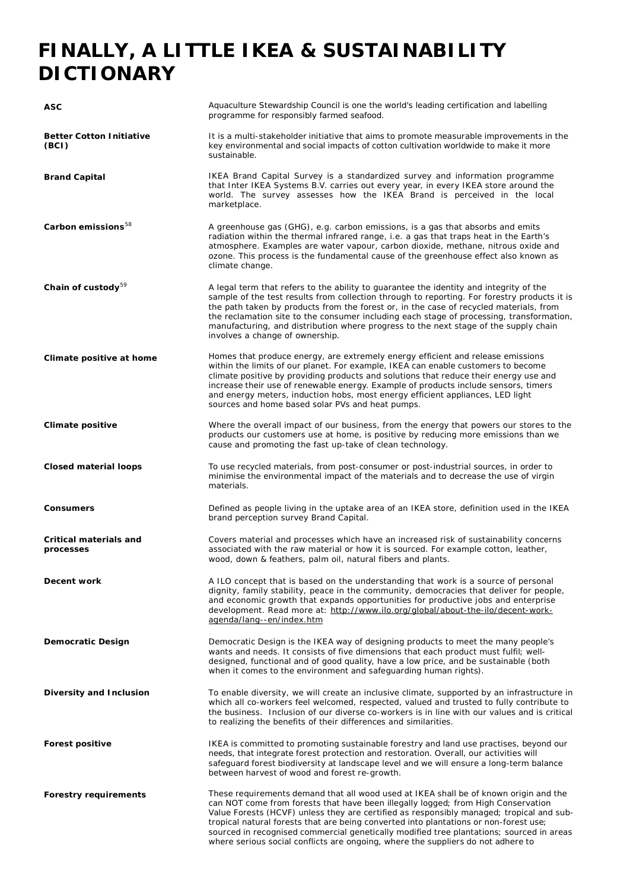# FINALLY, A LITTLE IKEA & SUSTAINABILITY DICTIONARY

| | |
|---|---|
| **ASC** | Aquaculture Stewardship Council is one the world's leading certification and labelling programme for responsibly farmed seafood. |
| **Better Cotton Initiative (BCI)** | It is a multi-stakeholder initiative that aims to promote measurable improvements in the key environmental and social impacts of cotton cultivation worldwide to make it more sustainable. |
| **Brand Capital** | IKEA Brand Capital Survey is a standardized survey and information programme that Inter IKEA Systems B.V. carries out every year, in every IKEA store around the world. The survey assesses how the IKEA Brand is perceived in the local marketplace. |
| **Carbon emissions**[58] | A greenhouse gas (GHG), e.g. carbon emissions, is a gas that absorbs and emits radiation within the thermal infrared range, i.e. a gas that traps heat in the Earth's atmosphere. Examples are water vapour, carbon dioxide, methane, nitrous oxide and ozone. This process is the fundamental cause of the greenhouse effect also known as climate change. |
| **Chain of custody**[59] | A legal term that refers to the ability to guarantee the identity and integrity of the sample of the test results from collection through to reporting. For forestry products it is the path taken by products from the forest or, in the case of recycled materials, from the reclamation site to the consumer including each stage of processing, transformation, manufacturing, and distribution where progress to the next stage of the supply chain involves a change of ownership. |
| **Climate positive at home** | Homes that produce energy, are extremely energy efficient and release emissions within the limits of our planet. For example, IKEA can enable customers to become climate positive by providing products and solutions that reduce their energy use and increase their use of renewable energy. Example of products include sensors, timers and energy meters, induction hobs, most energy efficient appliances, LED light sources and home based solar PVs and heat pumps. |
| **Climate positive** | Where the overall impact of our business, from the energy that powers our stores to the products our customers use at home, is positive by reducing more emissions than we cause and promoting the fast up-take of clean technology. |
| **Closed material loops** | To use recycled materials, from post-consumer or post-industrial sources, in order to minimise the environmental impact of the materials and to decrease the use of virgin materials. |
| **Consumers** | Defined as people living in the uptake area of an IKEA store, definition used in the IKEA brand perception survey Brand Capital. |
| **Critical materials and processes** | Covers material and processes which have an increased risk of sustainability concerns associated with the raw material or how it is sourced. For example cotton, leather, wood, down & feathers, palm oil, natural fibers and plants. |
| **Decent work** | A ILO concept that is based on the understanding that work is a source of personal dignity, family stability, peace in the community, democracies that deliver for people, and economic growth that expands opportunities for productive jobs and enterprise development. Read more at: http://www.ilo.org/global/about-the-ilo/decent-work-agenda/lang--en/index.htm |
| **Democratic Design** | Democratic Design is the IKEA way of designing products to meet the many people's wants and needs. It consists of five dimensions that each product must fulfil; well-designed, functional and of good quality, have a low price, and be sustainable (both when it comes to the environment and safeguarding human rights). |
| **Diversity and Inclusion** | To enable diversity, we will create an inclusive climate, supported by an infrastructure in which all co-workers feel welcomed, respected, valued and trusted to fully contribute to the business. Inclusion of our diverse co-workers is in line with our values and is critical to realizing the benefits of their differences and similarities. |
| **Forest positive** | IKEA is committed to promoting sustainable forestry and land use practises, beyond our needs, that integrate forest protection and restoration. Overall, our activities will safeguard forest biodiversity at landscape level and we will ensure a long-term balance between harvest of wood and forest re-growth. |
| **Forestry requirements** | These requirements demand that all wood used at IKEA shall be of known origin and the can NOT come from forests that have been illegally logged; from High Conservation Value Forests (HCVF) unless they are certified as responsibly managed; tropical and sub-tropical natural forests that are being converted into plantations or non-forest use; sourced in recognised commercial genetically modified tree plantations; sourced in areas where serious social conflicts are ongoing, where the suppliers do not adhere to |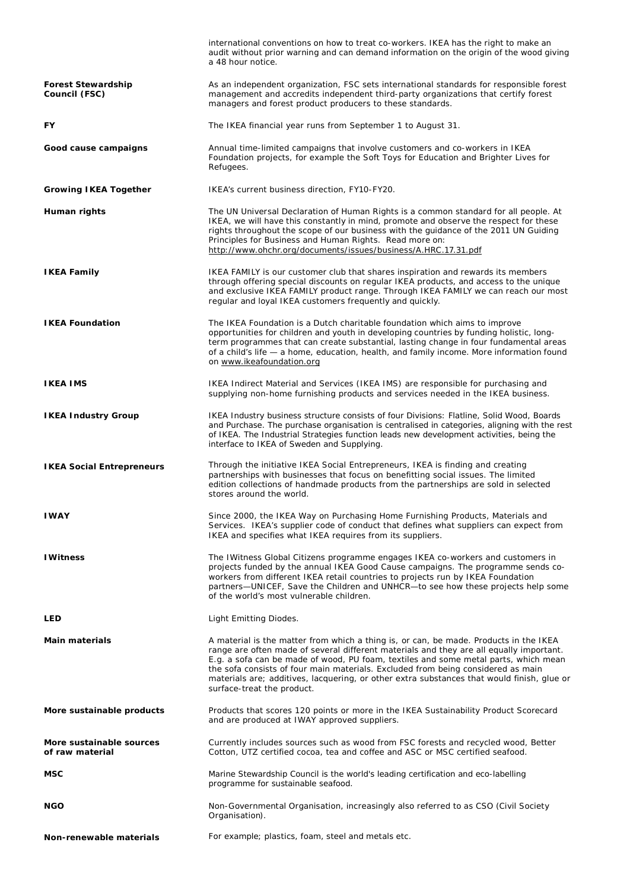international conventions on how to treat co-workers. IKEA has the right to make an audit without prior warning and can demand information on the origin of the wood giving a 48 hour notice.

**Forest Stewardship Council (FSC)**
As an independent organization, FSC sets international standards for responsible forest management and accredits independent third-party organizations that certify forest managers and forest product producers to these standards.

**FY**
The IKEA financial year runs from September 1 to August 31.

**Good cause campaigns**
Annual time-limited campaigns that involve customers and co-workers in IKEA Foundation projects, for example the Soft Toys for Education and Brighter Lives for Refugees.

**Growing IKEA Together**
IKEA's current business direction, FY10-FY20.

**Human rights**
The UN Universal Declaration of Human Rights is a common standard for all people. At IKEA, we will have this constantly in mind, promote and observe the respect for these rights throughout the scope of our business with the guidance of the 2011 UN Guiding Principles for Business and Human Rights. Read more on: http://www.ohchr.org/documents/issues/business/A.HRC.17.31.pdf

**IKEA Family**
IKEA FAMILY is our customer club that shares inspiration and rewards its members through offering special discounts on regular IKEA products, and access to the unique and exclusive IKEA FAMILY product range. Through IKEA FAMILY we can reach our most regular and loyal IKEA customers frequently and quickly.

**IKEA Foundation**
The IKEA Foundation is a Dutch charitable foundation which aims to improve opportunities for children and youth in developing countries by funding holistic, long-term programmes that can create substantial, lasting change in four fundamental areas of a child's life — a home, education, health, and family income. More information found on www.ikeafoundation.org

**IKEA IMS**
IKEA Indirect Material and Services (IKEA IMS) are responsible for purchasing and supplying non-home furnishing products and services needed in the IKEA business.

**IKEA Industry Group**
IKEA Industry business structure consists of four Divisions: Flatline, Solid Wood, Boards and Purchase. The purchase organisation is centralised in categories, aligning with the rest of IKEA. The Industrial Strategies function leads new development activities, being the interface to IKEA of Sweden and Supplying.

**IKEA Social Entrepreneurs**
Through the initiative IKEA Social Entrepreneurs, IKEA is finding and creating partnerships with businesses that focus on benefitting social issues. The limited edition collections of handmade products from the partnerships are sold in selected stores around the world.

**IWAY**
Since 2000, the IKEA Way on Purchasing Home Furnishing Products, Materials and Services. IKEA's supplier code of conduct that defines what suppliers can expect from IKEA and specifies what IKEA requires from its suppliers.

**IWitness**
The IWitness Global Citizens programme engages IKEA co-workers and customers in projects funded by the annual IKEA Good Cause campaigns. The programme sends co-workers from different IKEA retail countries to projects run by IKEA Foundation partners—UNICEF, Save the Children and UNHCR—to see how these projects help some of the world's most vulnerable children.

**LED**
Light Emitting Diodes.

**Main materials**
A material is the matter from which a thing is, or can, be made. Products in the IKEA range are often made of several different materials and they are all equally important. E.g. a sofa can be made of wood, PU foam, textiles and some metal parts, which mean the sofa consists of four main materials. Excluded from being considered as main materials are; additives, lacquering, or other extra substances that would finish, glue or surface-treat the product.

**More sustainable products**
Products that scores 120 points or more in the IKEA Sustainability Product Scorecard and are produced at IWAY approved suppliers.

**More sustainable sources of raw material**
Currently includes sources such as wood from FSC forests and recycled wood, Better Cotton, UTZ certified cocoa, tea and coffee and ASC or MSC certified seafood.

**MSC**
Marine Stewardship Council is the world's leading certification and eco-labelling programme for sustainable seafood.

**NGO**
Non-Governmental Organisation, increasingly also referred to as CSO (Civil Society Organisation).

**Non-renewable materials**
For example; plastics, foam, steel and metals etc.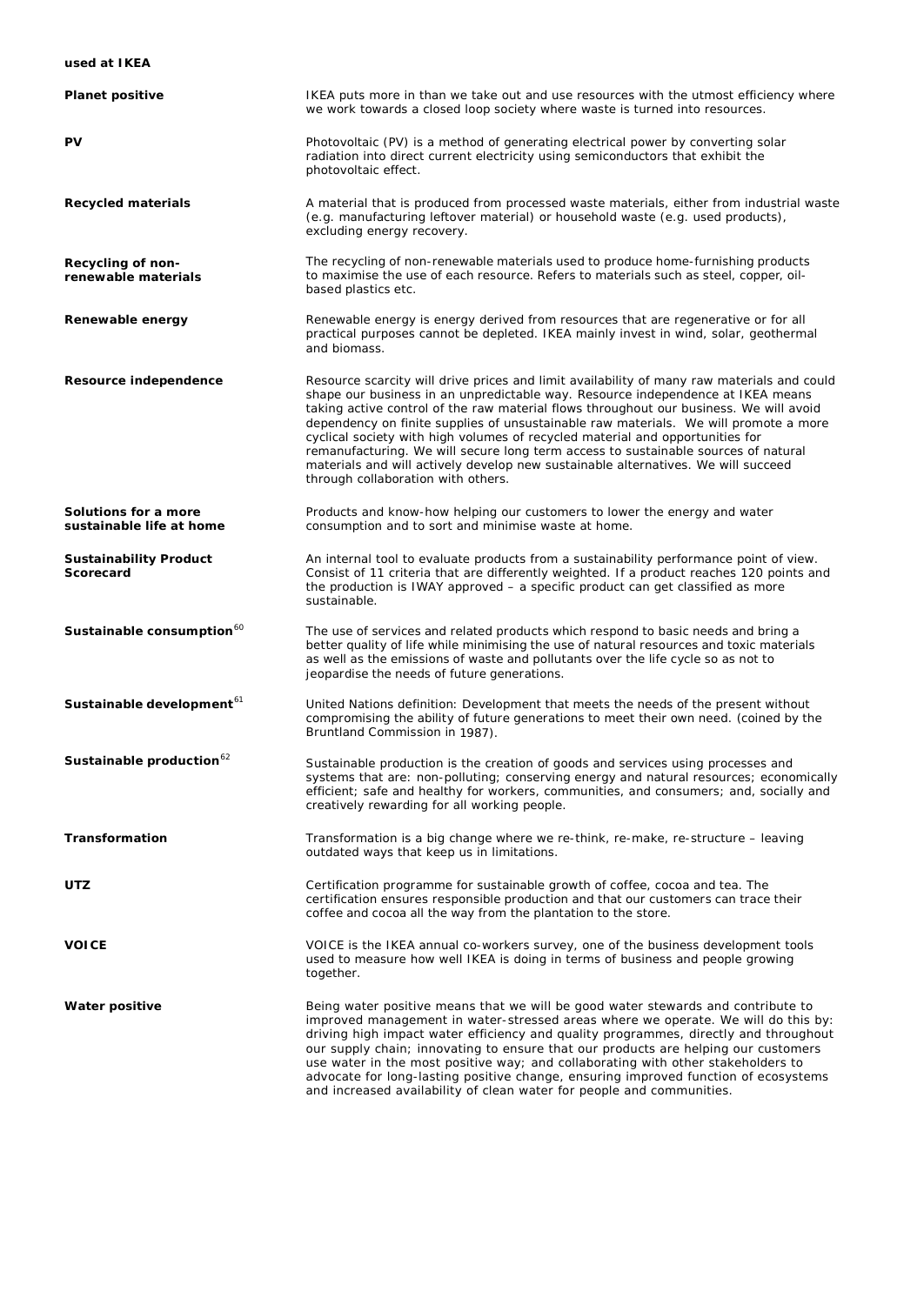**used at IKEA**

| | |
|---|---|
| **Planet positive** | IKEA puts more in than we take out and use resources with the utmost efficiency where we work towards a closed loop society where waste is turned into resources. |
| **PV** | Photovoltaic (PV) is a method of generating electrical power by converting solar radiation into direct current electricity using semiconductors that exhibit the photovoltaic effect. |
| **Recycled materials** | A material that is produced from processed waste materials, either from industrial waste (e.g. manufacturing leftover material) or household waste (e.g. used products), excluding energy recovery. |
| **Recycling of non-renewable materials** | The recycling of non-renewable materials used to produce home-furnishing products to maximise the use of each resource. Refers to materials such as steel, copper, oil-based plastics etc. |
| **Renewable energy** | Renewable energy is energy derived from resources that are regenerative or for all practical purposes cannot be depleted. IKEA mainly invest in wind, solar, geothermal and biomass. |
| **Resource independence** | Resource scarcity will drive prices and limit availability of many raw materials and could shape our business in an unpredictable way. Resource independence at IKEA means taking active control of the raw material flows throughout our business. We will avoid dependency on finite supplies of unsustainable raw materials. We will promote a more cyclical society with high volumes of recycled material and opportunities for remanufacturing. We will secure long term access to sustainable sources of natural materials and will actively develop new sustainable alternatives. We will succeed through collaboration with others. |
| **Solutions for a more sustainable life at home** | Products and know-how helping our customers to lower the energy and water consumption and to sort and minimise waste at home. |
| **Sustainability Product Scorecard** | An internal tool to evaluate products from a sustainability performance point of view. Consist of 11 criteria that are differently weighted. If a product reaches 120 points and the production is IWAY approved – a specific product can get classified as more sustainable. |
| **Sustainable consumption**[60] | The use of services and related products which respond to basic needs and bring a better quality of life while minimising the use of natural resources and toxic materials as well as the emissions of waste and pollutants over the life cycle so as not to jeopardise the needs of future generations. |
| **Sustainable development**[61] | United Nations definition: Development that meets the needs of the present without compromising the ability of future generations to meet their own need. (coined by the Bruntland Commission in 1987). |
| **Sustainable production**[62] | Sustainable production is the creation of goods and services using processes and systems that are: non-polluting; conserving energy and natural resources; economically efficient; safe and healthy for workers, communities, and consumers; and, socially and creatively rewarding for all working people. |
| **Transformation** | Transformation is a big change where we re-think, re-make, re-structure – leaving outdated ways that keep us in limitations. |
| **UTZ** | Certification programme for sustainable growth of coffee, cocoa and tea. The certification ensures responsible production and that our customers can trace their coffee and cocoa all the way from the plantation to the store. |
| **VOICE** | VOICE is the IKEA annual co-workers survey, one of the business development tools used to measure how well IKEA is doing in terms of business and people growing together. |
| **Water positive** | Being water positive means that we will be good water stewards and contribute to improved management in water-stressed areas where we operate. We will do this by: driving high impact water efficiency and quality programmes, directly and throughout our supply chain; innovating to ensure that our products are helping our customers use water in the most positive way; and collaborating with other stakeholders to advocate for long-lasting positive change, ensuring improved function of ecosystems and increased availability of clean water for people and communities. |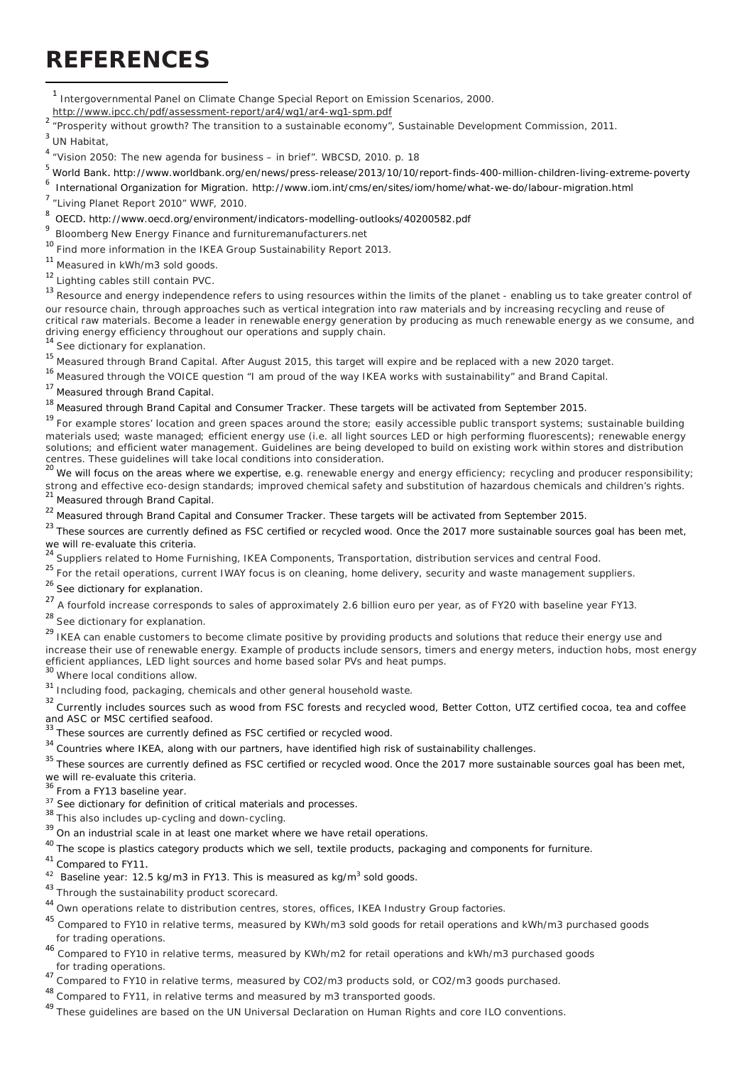# REFERENCES

[1] Intergovernmental Panel on Climate Change Special Report on Emission Scenarios, 2000. http://www.ipcc.ch/pdf/assessment-report/ar4/wg1/ar4-wg1-spm.pdf

[2] "Prosperity without growth? The transition to a sustainable economy", Sustainable Development Commission, 2011.

[3] UN Habitat,

[4] "Vision 2050: The new agenda for business – in brief". WBCSD, 2010. p. 18

[5] World Bank. http://www.worldbank.org/en/news/press-release/2013/10/10/report-finds-400-million-children-living-extreme-poverty

[6] International Organization for Migration. http://www.iom.int/cms/en/sites/iom/home/what-we-do/labour-migration.html

[7] "Living Planet Report 2010" WWF, 2010.

[8] OECD. http://www.oecd.org/environment/indicators-modelling-outlooks/40200582.pdf

[9] Bloomberg New Energy Finance and furnituremanufacturers.net

[10] Find more information in the IKEA Group Sustainability Report 2013.

[11] Measured in kWh/m3 sold goods.

[12] Lighting cables still contain PVC.

[13] Resource and energy independence refers to using resources within the limits of the planet - enabling us to take greater control of our resource chain, through approaches such as vertical integration into raw materials and by increasing recycling and reuse of critical raw materials. Become a leader in renewable energy generation by producing as much renewable energy as we consume, and driving energy efficiency throughout our operations and supply chain.

[14] See dictionary for explanation.

[15] Measured through Brand Capital. After August 2015, this target will expire and be replaced with a new 2020 target.

[16] Measured through the VOICE question "I am proud of the way IKEA works with sustainability" and Brand Capital.

[17] Measured through Brand Capital.

[18] Measured through Brand Capital and Consumer Tracker. These targets will be activated from September 2015.

[19] For example stores' location and green spaces around the store; easily accessible public transport systems; sustainable building materials used; waste managed; efficient energy use (i.e. all light sources LED or high performing fluorescents); renewable energy solutions; and efficient water management. Guidelines are being developed to build on existing work within stores and distribution centres. These guidelines will take local conditions into consideration.

[20] We will focus on the areas where we expertise, e.g. renewable energy and energy efficiency; recycling and producer responsibility; strong and effective eco-design standards; improved chemical safety and substitution of hazardous chemicals and children's rights.

[21] Measured through Brand Capital.

[22] Measured through Brand Capital and Consumer Tracker. These targets will be activated from September 2015.

[23] These sources are currently defined as FSC certified or recycled wood. Once the 2017 more sustainable sources goal has been met, we will re-evaluate this criteria.

[24] Suppliers related to Home Furnishing, IKEA Components, Transportation, distribution services and central Food.

[25] For the retail operations, current IWAY focus is on cleaning, home delivery, security and waste management suppliers.

[26] See dictionary for explanation.

[27] A fourfold increase corresponds to sales of approximately 2.6 billion euro per year, as of FY20 with baseline year FY13.

[28] See dictionary for explanation.

[29] IKEA can enable customers to become climate positive by providing products and solutions that reduce their energy use and increase their use of renewable energy. Example of products include sensors, timers and energy meters, induction hobs, most energy efficient appliances, LED light sources and home based solar PVs and heat pumps.

[30] Where local conditions allow.

[31] Including food, packaging, chemicals and other general household waste.

[32] Currently includes sources such as wood from FSC forests and recycled wood, Better Cotton, UTZ certified cocoa, tea and coffee and ASC or MSC certified seafood.

[33] These sources are currently defined as FSC certified or recycled wood.

[34] Countries where IKEA, along with our partners, have identified high risk of sustainability challenges.

[35] These sources are currently defined as FSC certified or recycled wood. Once the 2017 more sustainable sources goal has been met, we will re-evaluate this criteria.

[36] From a FY13 baseline year.

[37] See dictionary for definition of critical materials and processes.

[38] This also includes up-cycling and down-cycling.

[39] On an industrial scale in at least one market where we have retail operations.

[40] The scope is plastics category products which we sell, textile products, packaging and components for furniture.

[41] Compared to FY11.

[42] Baseline year: 12.5 kg/m3 in FY13. This is measured as kg/$m^3$ sold goods.

[43] Through the sustainability product scorecard.

[44] Own operations relate to distribution centres, stores, offices, IKEA Industry Group factories.

[45] Compared to FY10 in relative terms, measured by KWh/m3 sold goods for retail operations and kWh/m3 purchased goods for trading operations.

[46] Compared to FY10 in relative terms, measured by KWh/m2 for retail operations and kWh/m3 purchased goods for trading operations.

[47] Compared to FY10 in relative terms, measured by CO2/m3 products sold, or CO2/m3 goods purchased.

[48] Compared to FY11, in relative terms and measured by m3 transported goods.

[49] These guidelines are based on the UN Universal Declaration on Human Rights and core ILO conventions.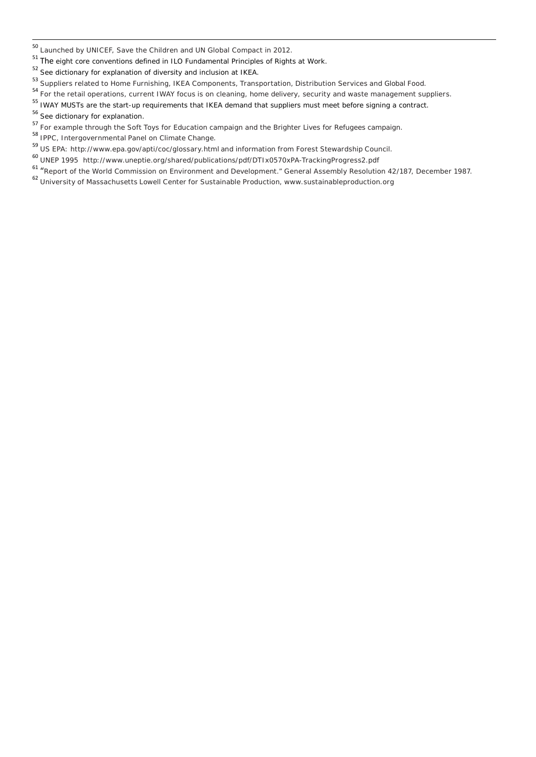[50] Launched by UNICEF, Save the Children and UN Global Compact in 2012.

[51] The eight core conventions defined in ILO Fundamental Principles of Rights at Work.

[52] See dictionary for explanation of diversity and inclusion at IKEA.

[53] Suppliers related to Home Furnishing, IKEA Components, Transportation, Distribution Services and Global Food.

[54] For the retail operations, current IWAY focus is on cleaning, home delivery, security and waste management suppliers.

[55] IWAY MUSTs are the start-up requirements that IKEA demand that suppliers must meet before signing a contract.

[56] See dictionary for explanation.

[57] For example through the Soft Toys for Education campaign and the Brighter Lives for Refugees campaign.

[58] IPPC, Intergovernmental Panel on Climate Change.

[59] US EPA: http://www.epa.gov/apti/coc/glossary.html and information from Forest Stewardship Council.

[60] UNEP 1995 http://www.uneptie.org/shared/publications/pdf/DTIx0570xPA-TrackingProgress2.pdf

[61] "Report of the World Commission on Environment and Development." General Assembly Resolution 42/187, December 1987.

[62] University of Massachusetts Lowell Center for Sustainable Production, www.sustainableproduction.org